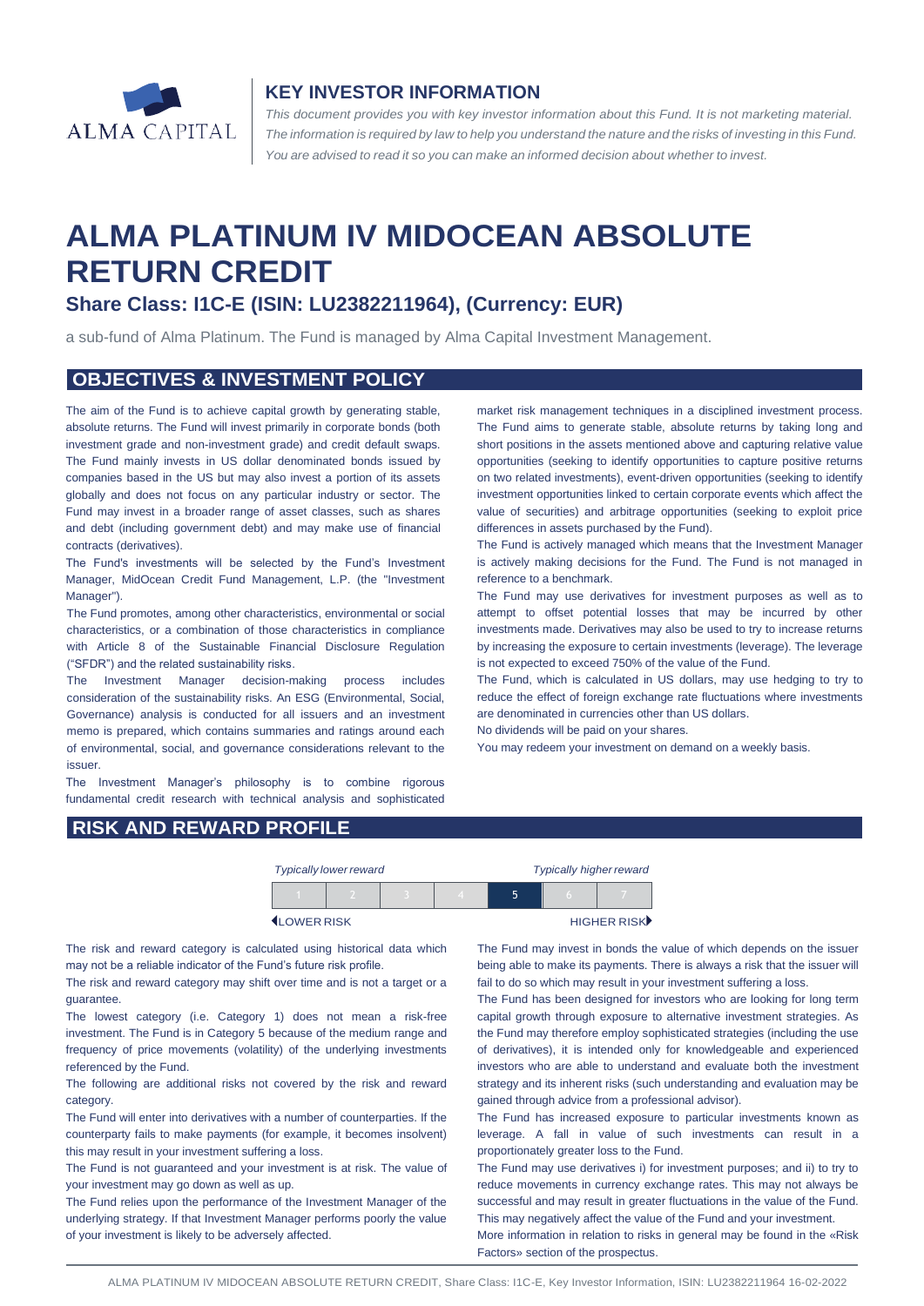ALMA CAPITAL

## KEY INVESTOR INFORMATION

*This document provides you with key investor information about this Fund. It is not marketing material. The information is required by law to help you understand the nature and the risks of investing in this Fund. You are advised to read it so you can make an informed decision about whether to invest.*

# ALMA PLATINUM IV MIDOCEAN ABSOLUTE RETURN CREDIT

### Share Class: I1C-E (ISIN: LU2382211964), (Currency: EUR)

a sub-fund of Alma Platinum. The Fund is managed by Alma Capital Investment Management.

## OBJECTIVES & INVESTMENT POLICY

The aim of the Fund is to achieve capital growth by generating stable, absolute returns. The Fund will invest primarily in corporate bonds (both investment grade and non-investment grade) and credit default swaps. The Fund mainly invests in US dollar denominated bonds issued by companies based in the US but may also invest a portion of its assets globally and does not focus on any particular industry or sector. The Fund may invest in a broader range of asset classes, such as shares and debt (including government debt) and may make use of financial contracts (derivatives).

The Fund's investments will be selected by the Fund's Investment Manager, MidOcean Credit Fund Management, L.P. (the "Investment Manager").

The Fund promotes, among other characteristics, environmental or social characteristics, or a combination of those characteristics in compliance with Article 8 of the Sustainable Financial Disclosure Regulation ("SFDR") and the related sustainability risks.

The Investment Manager decision-making process includes consideration of the sustainability risks. An ESG (Environmental, Social, Governance) analysis is conducted for all issuers and an investment memo is prepared, which contains summaries and ratings around each of environmental, social, and governance considerations relevant to the issuer.

The Investment Manager's philosophy is to combine rigorous fundamental credit research with technical analysis and sophisticated market risk management techniques in a disciplined investment process. The Fund aims to generate stable, absolute returns by taking long and short positions in the assets mentioned above and capturing relative value opportunities (seeking to identify opportunities to capture positive returns on two related investments), event-driven opportunities (seeking to identify investment opportunities linked to certain corporate events which affect the value of securities) and arbitrage opportunities (seeking to exploit price differences in assets purchased by the Fund).

The Fund is actively managed which means that the Investment Manager is actively making decisions for the Fund. The Fund is not managed in reference to a benchmark.

The Fund may use derivatives for investment purposes as well as to attempt to offset potential losses that may be incurred by other investments made. Derivatives may also be used to try to increase returns by increasing the exposure to certain investments (leverage). The leverage is not expected to exceed 750% of the value of the Fund.

The Fund, which is calculated in US dollars, may use hedging to try to reduce the effect of foreign exchange rate fluctuations where investments are denominated in currencies other than US dollars.

No dividends will be paid on your shares.

You may redeem your investment on demand on a weekly basis.

## RISK AND REWARD PROFILE

| *Typically lower reward* | | | | | | *Typically higher reward* |
|---|---|---|---|---|---|---|
| 1 | 2 | 3 | 4 | **5** | 6 | 7 |
| LOWER RISK | | | | | | HIGHER RISK |

The risk and reward category is calculated using historical data which may not be a reliable indicator of the Fund's future risk profile.

The risk and reward category may shift over time and is not a target or a guarantee.

The lowest category (i.e. Category 1) does not mean a risk-free investment. The Fund is in Category 5 because of the medium range and frequency of price movements (volatility) of the underlying investments referenced by the Fund.

The following are additional risks not covered by the risk and reward category.

The Fund will enter into derivatives with a number of counterparties. If the counterparty fails to make payments (for example, it becomes insolvent) this may result in your investment suffering a loss.

The Fund is not guaranteed and your investment is at risk. The value of your investment may go down as well as up.

The Fund relies upon the performance of the Investment Manager of the underlying strategy. If that Investment Manager performs poorly the value of your investment is likely to be adversely affected.

The Fund may invest in bonds the value of which depends on the issuer being able to make its payments. There is always a risk that the issuer will fail to do so which may result in your investment suffering a loss.

The Fund has been designed for investors who are looking for long term capital growth through exposure to alternative investment strategies. As the Fund may therefore employ sophisticated strategies (including the use of derivatives), it is intended only for knowledgeable and experienced investors who are able to understand and evaluate both the investment strategy and its inherent risks (such understanding and evaluation may be gained through advice from a professional advisor).

The Fund has increased exposure to particular investments known as leverage. A fall in value of such investments can result in a proportionately greater loss to the Fund.

The Fund may use derivatives i) for investment purposes; and ii) to try to reduce movements in currency exchange rates. This may not always be successful and may result in greater fluctuations in the value of the Fund. This may negatively affect the value of the Fund and your investment.

More information in relation to risks in general may be found in the «Risk Factors» section of the prospectus.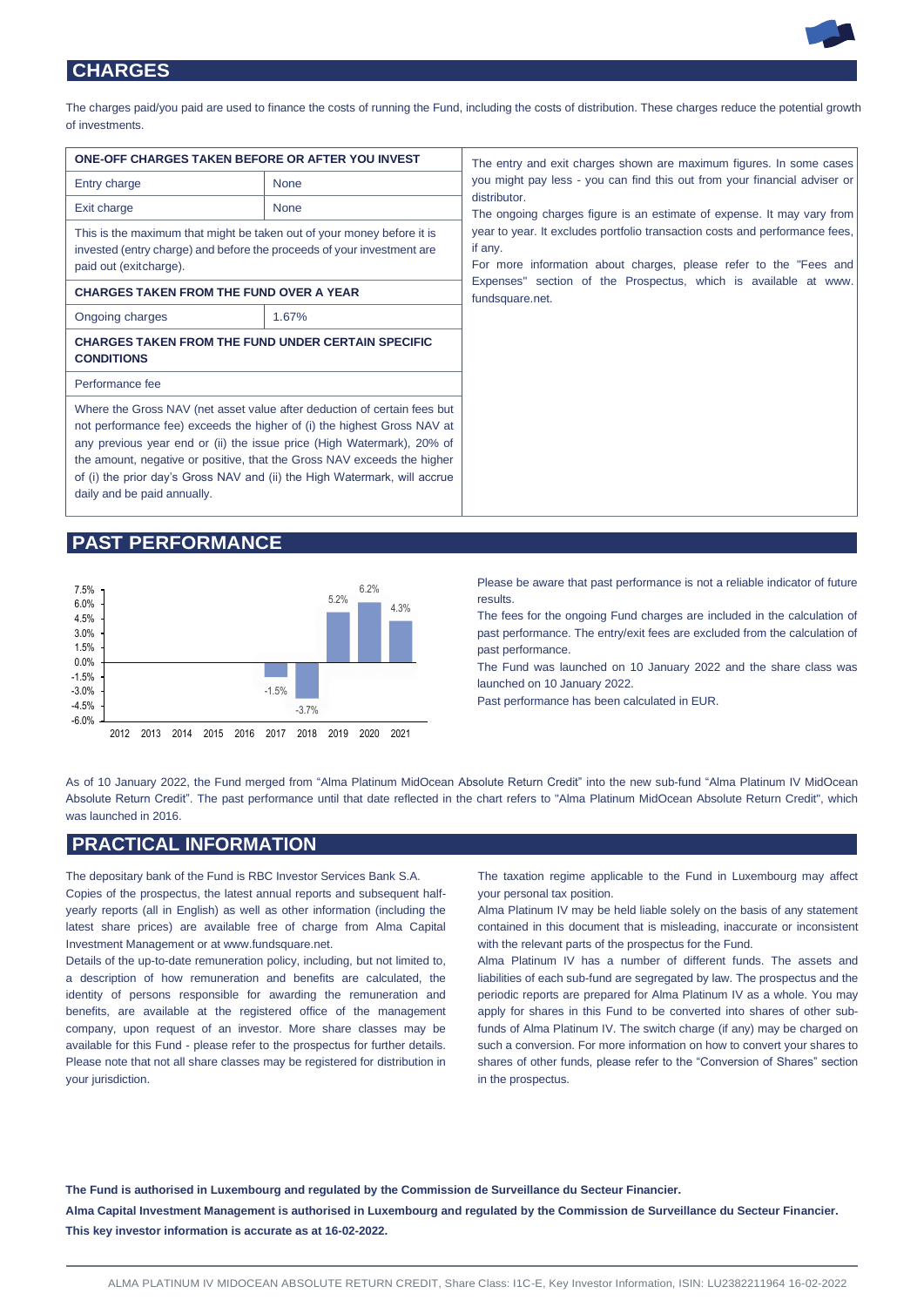## CHARGES

The charges paid/you paid are used to finance the costs of running the Fund, including the costs of distribution. These charges reduce the potential growth of investments.

| ONE-OFF CHARGES TAKEN BEFORE OR AFTER YOU INVEST | |
|---|---|
| Entry charge | None |
| Exit charge | None |
| This is the maximum that might be taken out of your money before it is invested (entry charge) and before the proceeds of your investment are paid out (exitcharge). | |
| **CHARGES TAKEN FROM THE FUND OVER A YEAR** | |
| Ongoing charges | 1.67% |
| **CHARGES TAKEN FROM THE FUND UNDER CERTAIN SPECIFIC CONDITIONS** | |
| Performance fee | |
| Where the Gross NAV (net asset value after deduction of certain fees but not performance fee) exceeds the higher of (i) the highest Gross NAV at any previous year end or (ii) the issue price (High Watermark), 20% of the amount, negative or positive, that the Gross NAV exceeds the higher of (i) the prior day's Gross NAV and (ii) the High Watermark, will accrue daily and be paid annually. | |

The entry and exit charges shown are maximum figures. In some cases you might pay less - you can find this out from your financial adviser or distributor.

The ongoing charges figure is an estimate of expense. It may vary from year to year. It excludes portfolio transaction costs and performance fees, if any.

For more information about charges, please refer to the "Fees and Expenses" section of the Prospectus, which is available at www. fundsquare.net.

## PAST PERFORMANCE

7.5%
6.0%
4.5%
3.0%
1.5%
0.0%
-1.5%
-3.0%
-4.5%
-6.0%

-1.5%
-3.7%
5.2%
6.2%
4.3%

2012 2013 2014 2015 2016 2017 2018 2019 2020 2021

Please be aware that past performance is not a reliable indicator of future results.

The fees for the ongoing Fund charges are included in the calculation of past performance. The entry/exit fees are excluded from the calculation of past performance.

The Fund was launched on 10 January 2022 and the share class was launched on 10 January 2022.

Past performance has been calculated in EUR.

As of 10 January 2022, the Fund merged from "Alma Platinum MidOcean Absolute Return Credit" into the new sub-fund "Alma Platinum IV MidOcean Absolute Return Credit". The past performance until that date reflected in the chart refers to "Alma Platinum MidOcean Absolute Return Credit", which was launched in 2016.

## PRACTICAL INFORMATION

The depositary bank of the Fund is RBC Investor Services Bank S.A.

Copies of the prospectus, the latest annual reports and subsequent half-yearly reports (all in English) as well as other information (including the latest share prices) are available free of charge from Alma Capital Investment Management or at www.fundsquare.net.

Details of the up-to-date remuneration policy, including, but not limited to, a description of how remuneration and benefits are calculated, the identity of persons responsible for awarding the remuneration and benefits, are available at the registered office of the management company, upon request of an investor. More share classes may be available for this Fund - please refer to the prospectus for further details. Please note that not all share classes may be registered for distribution in your jurisdiction.

The taxation regime applicable to the Fund in Luxembourg may affect your personal tax position.

Alma Platinum IV may be held liable solely on the basis of any statement contained in this document that is misleading, inaccurate or inconsistent with the relevant parts of the prospectus for the Fund.

Alma Platinum IV has a number of different funds. The assets and liabilities of each sub-fund are segregated by law. The prospectus and the periodic reports are prepared for Alma Platinum IV as a whole. You may apply for shares in this Fund to be converted into shares of other sub-funds of Alma Platinum IV. The switch charge (if any) may be charged on such a conversion. For more information on how to convert your shares to shares of other funds, please refer to the "Conversion of Shares" section in the prospectus.

**The Fund is authorised in Luxembourg and regulated by the Commission de Surveillance du Secteur Financier.**

**Alma Capital Investment Management is authorised in Luxembourg and regulated by the Commission de Surveillance du Secteur Financier.**

**This key investor information is accurate as at 16-02-2022.**